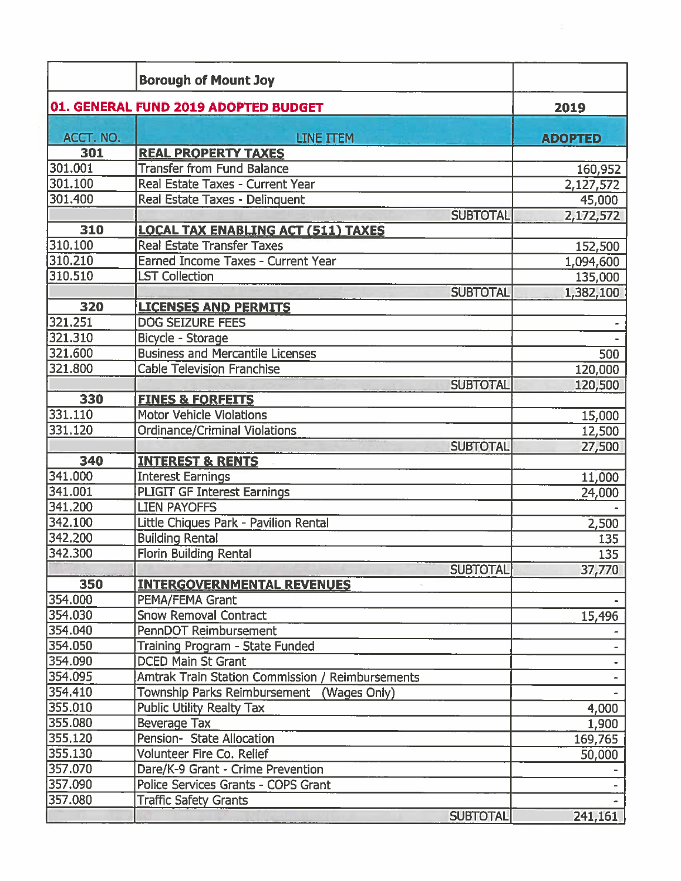| | Borough of Mount Joy | |
|---|---|---|
| **01. GENERAL FUND 2019 ADOPTED BUDGET** | | **2019** |
| **ACCT. NO.** | **LINE ITEM** | **ADOPTED** |
| **301** | **REAL PROPERTY TAXES** | |
| 301.001 | Transfer from Fund Balance | 160,952 |
| 301.100 | Real Estate Taxes - Current Year | 2,127,572 |
| 301.400 | Real Estate Taxes - Delinquent | 45,000 |
| | SUBTOTAL | 2,172,572 |
| **310** | **LOCAL TAX ENABLING ACT (511) TAXES** | |
| 310.100 | Real Estate Transfer Taxes | 152,500 |
| 310.210 | Earned Income Taxes - Current Year | 1,094,600 |
| 310.510 | LST Collection | 135,000 |
| | SUBTOTAL | 1,382,100 |
| **320** | **LICENSES AND PERMITS** | |
| 321.251 | DOG SEIZURE FEES | - |
| 321.310 | Bicycle - Storage | - |
| 321.600 | Business and Mercantile Licenses | 500 |
| 321.800 | Cable Television Franchise | 120,000 |
| | SUBTOTAL | 120,500 |
| **330** | **FINES & FORFEITS** | |
| 331.110 | Motor Vehicle Violations | 15,000 |
| 331.120 | Ordinance/Criminal Violations | 12,500 |
| | SUBTOTAL | 27,500 |
| **340** | **INTEREST & RENTS** | |
| 341.000 | Interest Earnings | 11,000 |
| 341.001 | PLIGIT GF Interest Earnings | 24,000 |
| 341.200 | LIEN PAYOFFS | - |
| 342.100 | Little Chiques Park - Pavilion Rental | 2,500 |
| 342.200 | Building Rental | 135 |
| 342.300 | Florin Building Rental | 135 |
| | SUBTOTAL | 37,770 |
| **350** | **INTERGOVERNMENTAL REVENUES** | |
| 354.000 | PEMA/FEMA Grant | - |
| 354.030 | Snow Removal Contract | 15,496 |
| 354.040 | PennDOT Reimbursement | - |
| 354.050 | Training Program - State Funded | - |
| 354.090 | DCED Main St Grant | - |
| 354.095 | Amtrak Train Station Commission / Reimbursements | - |
| 354.410 | Township Parks Reimbursement (Wages Only) | - |
| 355.010 | Public Utility Realty Tax | 4,000 |
| 355.080 | Beverage Tax | 1,900 |
| 355.120 | Pension- State Allocation | 169,765 |
| 355.130 | Volunteer Fire Co. Relief | 50,000 |
| 357.070 | Dare/K-9 Grant - Crime Prevention | - |
| 357.090 | Police Services Grants - COPS Grant | - |
| 357.080 | Traffic Safety Grants | - |
| | SUBTOTAL | 241,161 |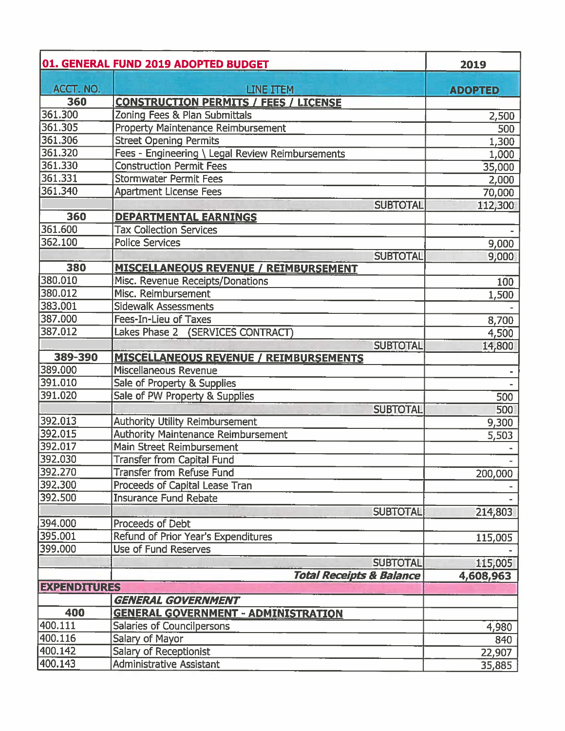| 01. GENERAL FUND 2019 ADOPTED BUDGET | | 2019 |
|---|---|---|
| ACCT. NO. | LINE ITEM | ADOPTED |
| 360 | **CONSTRUCTION PERMITS / FEES / LICENSE** | |
| 361.300 | Zoning Fees & Plan Submittals | 2,500 |
| 361.305 | Property Maintenance Reimbursement | 500 |
| 361.306 | Street Opening Permits | 1,300 |
| 361.320 | Fees - Engineering \ Legal Review Reimbursements | 1,000 |
| 361.330 | Construction Permit Fees | 35,000 |
| 361.331 | Stormwater Permit Fees | 2,000 |
| 361.340 | Apartment License Fees | 70,000 |
| | SUBTOTAL | 112,300 |
| 360 | **DEPARTMENTAL EARNINGS** | |
| 361.600 | Tax Collection Services | - |
| 362.100 | Police Services | 9,000 |
| | SUBTOTAL | 9,000 |
| 380 | **MISCELLANEOUS REVENUE / REIMBURSEMENT** | |
| 380.010 | Misc. Revenue Receipts/Donations | 100 |
| 380.012 | Misc. Reimbursement | 1,500 |
| 383.001 | Sidewalk Assessments | - |
| 387.000 | Fees-In-Lieu of Taxes | 8,700 |
| 387.012 | Lakes Phase 2 (SERVICES CONTRACT) | 4,500 |
| | SUBTOTAL | 14,800 |
| 389-390 | **MISCELLANEOUS REVENUE / REIMBURSEMENTS** | |
| 389.000 | Miscellaneous Revenue | - |
| 391.010 | Sale of Property & Supplies | - |
| 391.020 | Sale of PW Property & Supplies | 500 |
| | SUBTOTAL | 500 |
| 392.013 | Authority Utility Reimbursement | 9,300 |
| 392.015 | Authority Maintenance Reimbursement | 5,503 |
| 392.017 | Main Street Reimbursement | - |
| 392.030 | Transfer from Capital Fund | - |
| 392.270 | Transfer from Refuse Fund | 200,000 |
| 392.300 | Proceeds of Capital Lease Tran | - |
| 392.500 | Insurance Fund Rebate | - |
| | SUBTOTAL | 214,803 |
| 394.000 | Proceeds of Debt | |
| 395.001 | Refund of Prior Year's Expenditures | 115,005 |
| 399.000 | Use of Fund Reserves | - |
| | SUBTOTAL | 115,005 |
| | ***Total Receipts & Balance*** | **4,608,963** |
| **EXPENDITURES** | | |
| | ***GENERAL GOVERNMENT*** | |
| 400 | **GENERAL GOVERNMENT - ADMINISTRATION** | |
| 400.111 | Salaries of Councilpersons | 4,980 |
| 400.116 | Salary of Mayor | 840 |
| 400.142 | Salary of Receptionist | 22,907 |
| 400.143 | Administrative Assistant | 35,885 |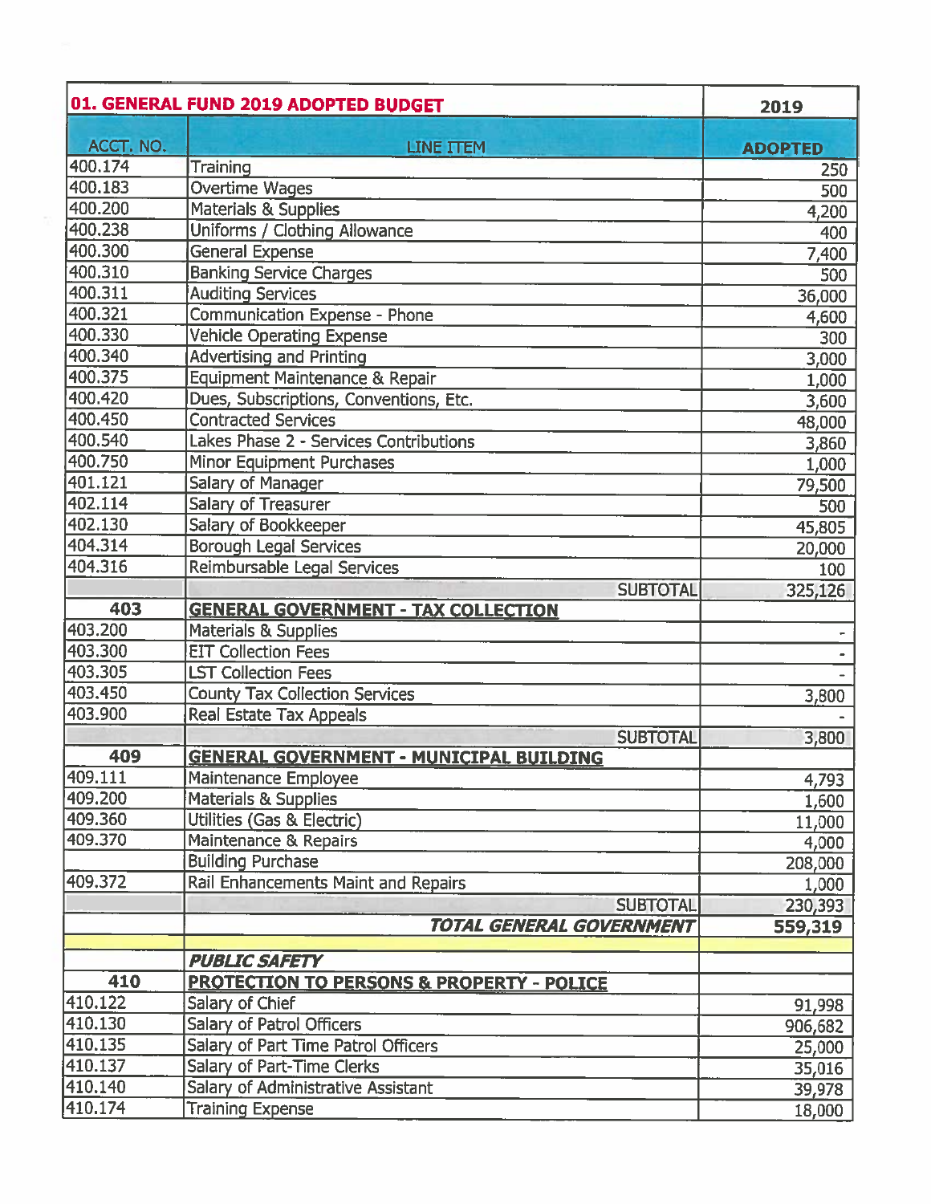| 01. GENERAL FUND 2019 ADOPTED BUDGET | | 2019 |
|---|---|---|
| ACCT. NO. | LINE ITEM | ADOPTED |
| 400.174 | Training | 250 |
| 400.183 | Overtime Wages | 500 |
| 400.200 | Materials & Supplies | 4,200 |
| 400.238 | Uniforms / Clothing Allowance | 400 |
| 400.300 | General Expense | 7,400 |
| 400.310 | Banking Service Charges | 500 |
| 400.311 | Auditing Services | 36,000 |
| 400.321 | Communication Expense - Phone | 4,600 |
| 400.330 | Vehicle Operating Expense | 300 |
| 400.340 | Advertising and Printing | 3,000 |
| 400.375 | Equipment Maintenance & Repair | 1,000 |
| 400.420 | Dues, Subscriptions, Conventions, Etc. | 3,600 |
| 400.450 | Contracted Services | 48,000 |
| 400.540 | Lakes Phase 2 - Services Contributions | 3,860 |
| 400.750 | Minor Equipment Purchases | 1,000 |
| 401.121 | Salary of Manager | 79,500 |
| 402.114 | Salary of Treasurer | 500 |
| 402.130 | Salary of Bookkeeper | 45,805 |
| 404.314 | Borough Legal Services | 20,000 |
| 404.316 | Reimbursable Legal Services | 100 |
| | SUBTOTAL | 325,126 |
| **403** | **GENERAL GOVERNMENT - TAX COLLECTION** | |
| 403.200 | Materials & Supplies | - |
| 403.300 | EIT Collection Fees | - |
| 403.305 | LST Collection Fees | - |
| 403.450 | County Tax Collection Services | 3,800 |
| 403.900 | Real Estate Tax Appeals | - |
| | SUBTOTAL | 3,800 |
| **409** | **GENERAL GOVERNMENT - MUNICIPAL BUILDING** | |
| 409.111 | Maintenance Employee | 4,793 |
| 409.200 | Materials & Supplies | 1,600 |
| 409.360 | Utilities (Gas & Electric) | 11,000 |
| 409.370 | Maintenance & Repairs | 4,000 |
| | Building Purchase | 208,000 |
| 409.372 | Rail Enhancements Maint and Repairs | 1,000 |
| | SUBTOTAL | 230,393 |
| | ***TOTAL GENERAL GOVERNMENT*** | **559,319** |
| | | |
| | ***PUBLIC SAFETY*** | |
| **410** | **PROTECTION TO PERSONS & PROPERTY - POLICE** | |
| 410.122 | Salary of Chief | 91,998 |
| 410.130 | Salary of Patrol Officers | 906,682 |
| 410.135 | Salary of Part Time Patrol Officers | 25,000 |
| 410.137 | Salary of Part-Time Clerks | 35,016 |
| 410.140 | Salary of Administrative Assistant | 39,978 |
| 410.174 | Training Expense | 18,000 |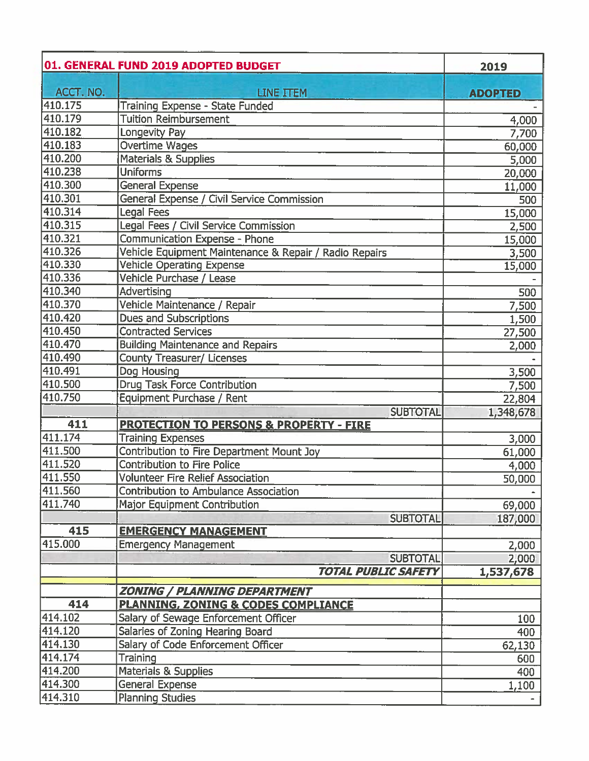| 01. GENERAL FUND 2019 ADOPTED BUDGET | | 2019 |
|---|---|---|
| ACCT. NO. | LINE ITEM | ADOPTED |
| 410.175 | Training Expense - State Funded | - |
| 410.179 | Tuition Reimbursement | 4,000 |
| 410.182 | Longevity Pay | 7,700 |
| 410.183 | Overtime Wages | 60,000 |
| 410.200 | Materials & Supplies | 5,000 |
| 410.238 | Uniforms | 20,000 |
| 410.300 | General Expense | 11,000 |
| 410.301 | General Expense / Civil Service Commission | 500 |
| 410.314 | Legal Fees | 15,000 |
| 410.315 | Legal Fees / Civil Service Commission | 2,500 |
| 410.321 | Communication Expense - Phone | 15,000 |
| 410.326 | Vehicle Equipment Maintenance & Repair / Radio Repairs | 3,500 |
| 410.330 | Vehicle Operating Expense | 15,000 |
| 410.336 | Vehicle Purchase / Lease | - |
| 410.340 | Advertising | 500 |
| 410.370 | Vehicle Maintenance / Repair | 7,500 |
| 410.420 | Dues and Subscriptions | 1,500 |
| 410.450 | Contracted Services | 27,500 |
| 410.470 | Building Maintenance and Repairs | 2,000 |
| 410.490 | County Treasurer/ Licenses | - |
| 410.491 | Dog Housing | 3,500 |
| 410.500 | Drug Task Force Contribution | 7,500 |
| 410.750 | Equipment Purchase / Rent | 22,804 |
| | SUBTOTAL | 1,348,678 |
| **411** | **PROTECTION TO PERSONS & PROPERTY - FIRE** | |
| 411.174 | Training Expenses | 3,000 |
| 411.500 | Contribution to Fire Department Mount Joy | 61,000 |
| 411.520 | Contribution to Fire Police | 4,000 |
| 411.550 | Volunteer Fire Relief Association | 50,000 |
| 411.560 | Contribution to Ambulance Association | - |
| 411.740 | Major Equipment Contribution | 69,000 |
| | SUBTOTAL | 187,000 |
| **415** | **EMERGENCY MANAGEMENT** | |
| 415.000 | Emergency Management | 2,000 |
| | SUBTOTAL | 2,000 |
| | ***TOTAL PUBLIC SAFETY*** | **1,537,678** |
| | ***ZONING / PLANNING DEPARTMENT*** | |
| **414** | **PLANNING, ZONING & CODES COMPLIANCE** | |
| 414.102 | Salary of Sewage Enforcement Officer | 100 |
| 414.120 | Salaries of Zoning Hearing Board | 400 |
| 414.130 | Salary of Code Enforcement Officer | 62,130 |
| 414.174 | Training | 600 |
| 414.200 | Materials & Supplies | 400 |
| 414.300 | General Expense | 1,100 |
| 414.310 | Planning Studies | - |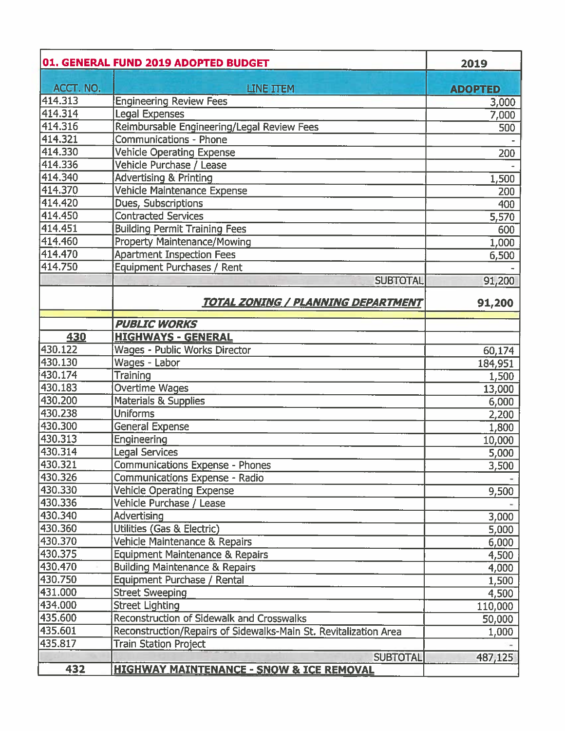| 01. GENERAL FUND 2019 ADOPTED BUDGET | | 2019 |
|---|---|---|
| ACCT. NO. | LINE ITEM | ADOPTED |
| 414.313 | Engineering Review Fees | 3,000 |
| 414.314 | Legal Expenses | 7,000 |
| 414.316 | Reimbursable Engineering/Legal Review Fees | 500 |
| 414.321 | Communications - Phone | - |
| 414.330 | Vehicle Operating Expense | 200 |
| 414.336 | Vehicle Purchase / Lease | - |
| 414.340 | Advertising & Printing | 1,500 |
| 414.370 | Vehicle Maintenance Expense | 200 |
| 414.420 | Dues, Subscriptions | 400 |
| 414.450 | Contracted Services | 5,570 |
| 414.451 | Building Permit Training Fees | 600 |
| 414.460 | Property Maintenance/Mowing | 1,000 |
| 414.470 | Apartment Inspection Fees | 6,500 |
| 414.750 | Equipment Purchases / Rent | - |
| | SUBTOTAL | 91,200 |
| | ***TOTAL ZONING / PLANNING DEPARTMENT*** | **91,200** |
| | ***PUBLIC WORKS*** | |
| **430** | **HIGHWAYS - GENERAL** | |
| 430.122 | Wages - Public Works Director | 60,174 |
| 430.130 | Wages - Labor | 184,951 |
| 430.174 | Training | 1,500 |
| 430.183 | Overtime Wages | 13,000 |
| 430.200 | Materials & Supplies | 6,000 |
| 430.238 | Uniforms | 2,200 |
| 430.300 | General Expense | 1,800 |
| 430.313 | Engineering | 10,000 |
| 430.314 | Legal Services | 5,000 |
| 430.321 | Communications Expense - Phones | 3,500 |
| 430.326 | Communications Expense - Radio | - |
| 430.330 | Vehicle Operating Expense | 9,500 |
| 430.336 | Vehicle Purchase / Lease | - |
| 430.340 | Advertising | 3,000 |
| 430.360 | Utilities (Gas & Electric) | 5,000 |
| 430.370 | Vehicle Maintenance & Repairs | 6,000 |
| 430.375 | Equipment Maintenance & Repairs | 4,500 |
| 430.470 | Building Maintenance & Repairs | 4,000 |
| 430.750 | Equipment Purchase / Rental | 1,500 |
| 431.000 | Street Sweeping | 4,500 |
| 434.000 | Street Lighting | 110,000 |
| 435.600 | Reconstruction of Sidewalk and Crosswalks | 50,000 |
| 435.601 | Reconstruction/Repairs of Sidewalks-Main St. Revitalization Area | 1,000 |
| 435.817 | Train Station Project | - |
| | SUBTOTAL | 487,125 |
| **432** | **HIGHWAY MAINTENANCE - SNOW & ICE REMOVAL** | |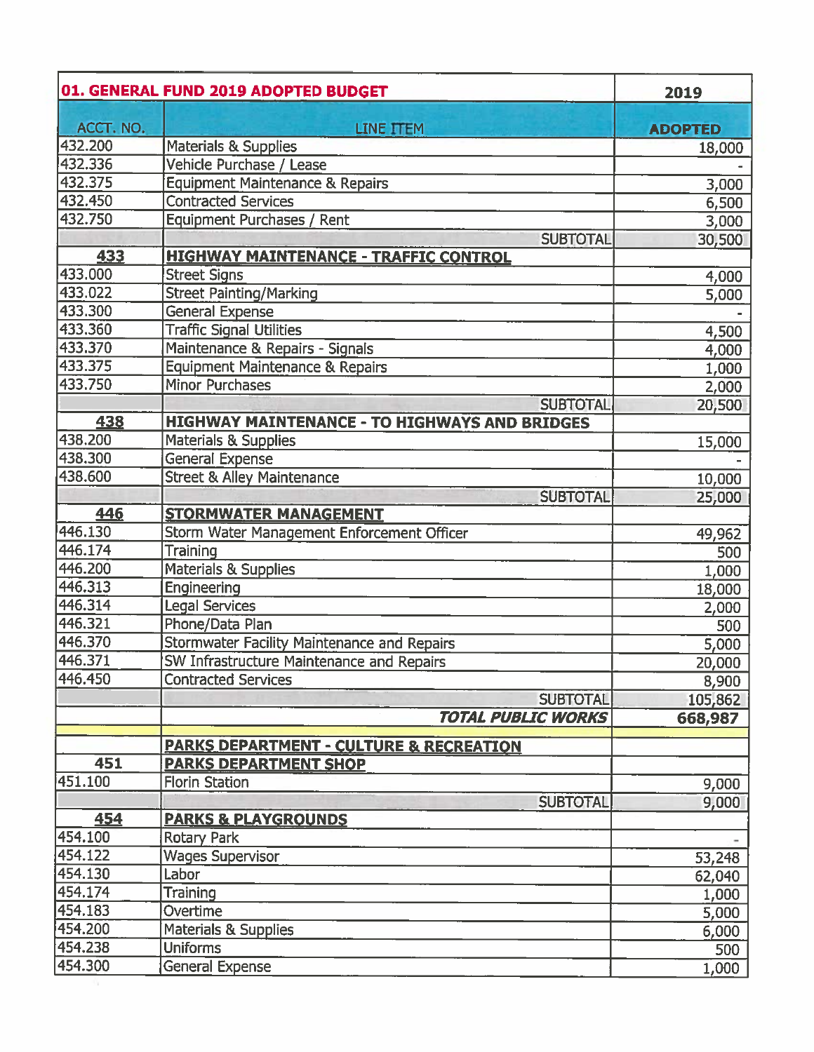| 01. GENERAL FUND 2019 ADOPTED BUDGET | | 2019 |
|---|---|---|
| ACCT. NO. | LINE ITEM | ADOPTED |
| 432.200 | Materials & Supplies | 18,000 |
| 432.336 | Vehicle Purchase / Lease | - |
| 432.375 | Equipment Maintenance & Repairs | 3,000 |
| 432.450 | Contracted Services | 6,500 |
| 432.750 | Equipment Purchases / Rent | 3,000 |
| | SUBTOTAL | 30,500 |
| **433** | **HIGHWAY MAINTENANCE - TRAFFIC CONTROL** | |
| 433.000 | Street Signs | 4,000 |
| 433.022 | Street Painting/Marking | 5,000 |
| 433.300 | General Expense | - |
| 433.360 | Traffic Signal Utilities | 4,500 |
| 433.370 | Maintenance & Repairs - Signals | 4,000 |
| 433.375 | Equipment Maintenance & Repairs | 1,000 |
| 433.750 | Minor Purchases | 2,000 |
| | SUBTOTAL | 20,500 |
| **438** | **HIGHWAY MAINTENANCE - TO HIGHWAYS AND BRIDGES** | |
| 438.200 | Materials & Supplies | 15,000 |
| 438.300 | General Expense | - |
| 438.600 | Street & Alley Maintenance | 10,000 |
| | SUBTOTAL | 25,000 |
| **446** | **STORMWATER MANAGEMENT** | |
| 446.130 | Storm Water Management Enforcement Officer | 49,962 |
| 446.174 | Training | 500 |
| 446.200 | Materials & Supplies | 1,000 |
| 446.313 | Engineering | 18,000 |
| 446.314 | Legal Services | 2,000 |
| 446.321 | Phone/Data Plan | 500 |
| 446.370 | Stormwater Facility Maintenance and Repairs | 5,000 |
| 446.371 | SW Infrastructure Maintenance and Repairs | 20,000 |
| 446.450 | Contracted Services | 8,900 |
| | SUBTOTAL | 105,862 |
| | ***TOTAL PUBLIC WORKS*** | **668,987** |
| | | |
| | **PARKS DEPARTMENT - CULTURE & RECREATION** | |
| **451** | **PARKS DEPARTMENT SHOP** | |
| 451.100 | Florin Station | 9,000 |
| | SUBTOTAL | 9,000 |
| **454** | **PARKS & PLAYGROUNDS** | |
| 454.100 | Rotary Park | - |
| 454.122 | Wages Supervisor | 53,248 |
| 454.130 | Labor | 62,040 |
| 454.174 | Training | 1,000 |
| 454.183 | Overtime | 5,000 |
| 454.200 | Materials & Supplies | 6,000 |
| 454.238 | Uniforms | 500 |
| 454.300 | General Expense | 1,000 |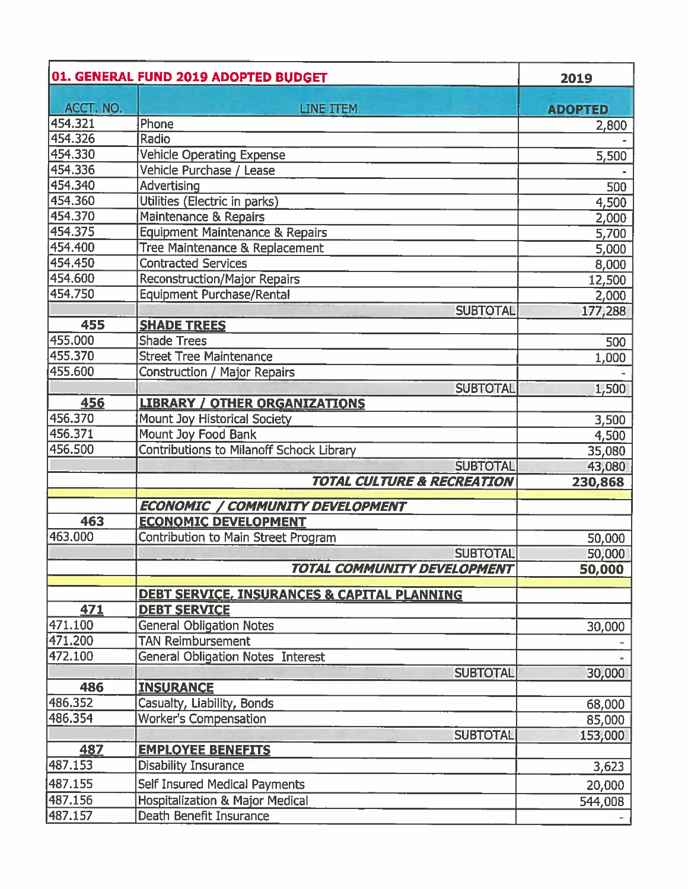| 01. GENERAL FUND 2019 ADOPTED BUDGET | | 2019 |
|---|---|---|
| ACCT. NO. | LINE ITEM | ADOPTED |
| 454.321 | Phone | 2,800 |
| 454.326 | Radio | - |
| 454.330 | Vehicle Operating Expense | 5,500 |
| 454.336 | Vehicle Purchase / Lease | - |
| 454.340 | Advertising | 500 |
| 454.360 | Utilities (Electric in parks) | 4,500 |
| 454.370 | Maintenance & Repairs | 2,000 |
| 454.375 | Equipment Maintenance & Repairs | 5,700 |
| 454.400 | Tree Maintenance & Replacement | 5,000 |
| 454.450 | Contracted Services | 8,000 |
| 454.600 | Reconstruction/Major Repairs | 12,500 |
| 454.750 | Equipment Purchase/Rental | 2,000 |
| | SUBTOTAL | 177,288 |
| **455** | **SHADE TREES** | |
| 455.000 | Shade Trees | 500 |
| 455.370 | Street Tree Maintenance | 1,000 |
| 455.600 | Construction / Major Repairs | - |
| | SUBTOTAL | 1,500 |
| **456** | **LIBRARY / OTHER ORGANIZATIONS** | |
| 456.370 | Mount Joy Historical Society | 3,500 |
| 456.371 | Mount Joy Food Bank | 4,500 |
| 456.500 | Contributions to Milanoff Schock Library | 35,080 |
| | SUBTOTAL | 43,080 |
| | ***TOTAL CULTURE & RECREATION*** | **230,868** |
| | | |
| | ***ECONOMIC / COMMUNITY DEVELOPMENT*** | |
| **463** | **ECONOMIC DEVELOPMENT** | |
| 463.000 | Contribution to Main Street Program | 50,000 |
| | SUBTOTAL | 50,000 |
| | ***TOTAL COMMUNITY DEVELOPMENT*** | **50,000** |
| | | |
| | **DEBT SERVICE, INSURANCES & CAPITAL PLANNING** | |
| **471** | **DEBT SERVICE** | |
| 471.100 | General Obligation Notes | 30,000 |
| 471.200 | TAN Reimbursement | - |
| 472.100 | General Obligation Notes Interest | - |
| | SUBTOTAL | 30,000 |
| **486** | **INSURANCE** | |
| 486.352 | Casualty, Liability, Bonds | 68,000 |
| 486.354 | Worker's Compensation | 85,000 |
| | SUBTOTAL | 153,000 |
| **487** | **EMPLOYEE BENEFITS** | |
| 487.153 | Disability Insurance | 3,623 |
| 487.155 | Self Insured Medical Payments | 20,000 |
| 487.156 | Hospitalization & Major Medical | 544,008 |
| 487.157 | Death Benefit Insurance | - |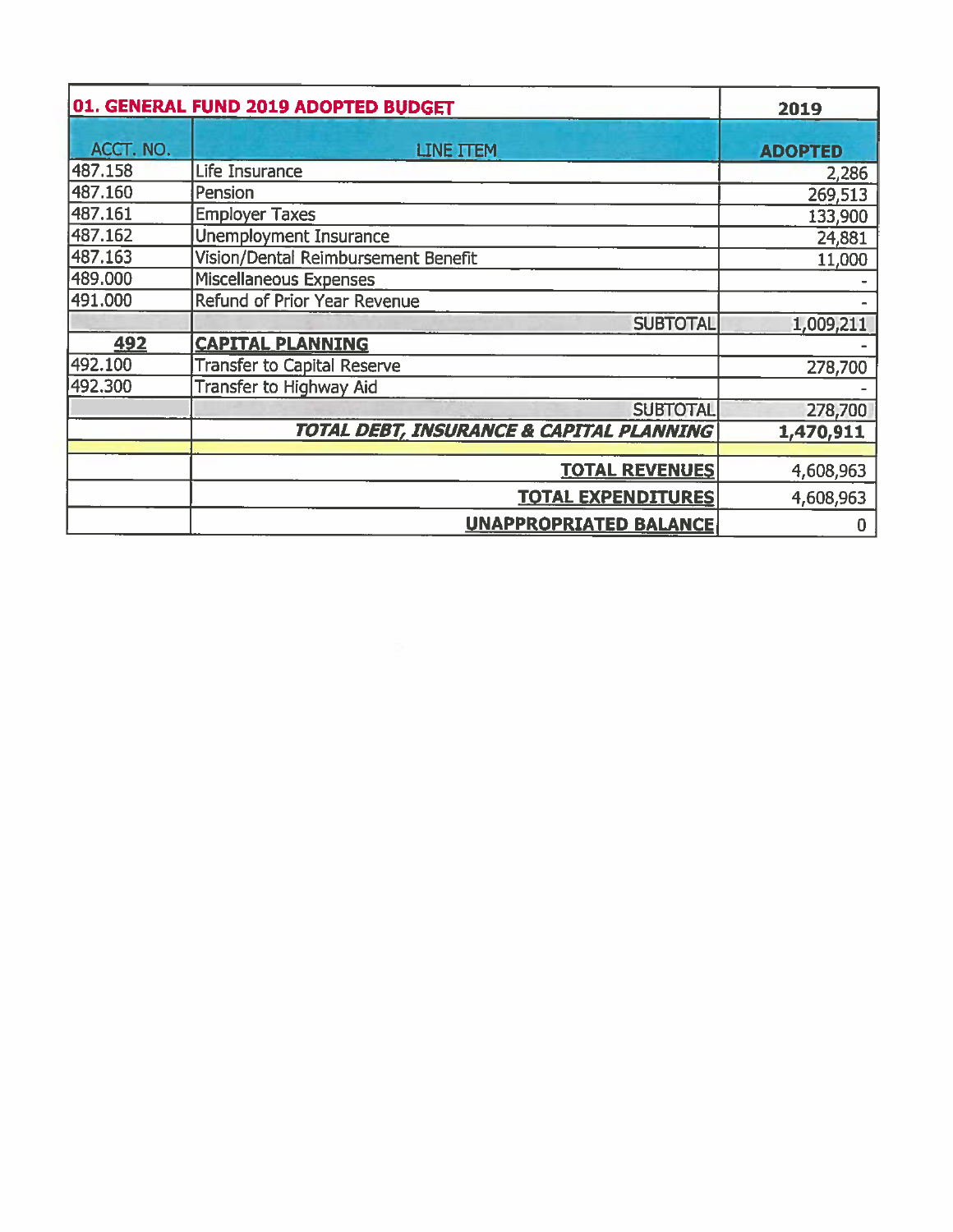| 01. GENERAL FUND 2019 ADOPTED BUDGET | | 2019 |
| --- | --- | --- |
| ACCT. NO. | LINE ITEM | ADOPTED |
| 487.158 | Life Insurance | 2,286 |
| 487.160 | Pension | 269,513 |
| 487.161 | Employer Taxes | 133,900 |
| 487.162 | Unemployment Insurance | 24,881 |
| 487.163 | Vision/Dental Reimbursement Benefit | 11,000 |
| 489.000 | Miscellaneous Expenses | - |
| 491.000 | Refund of Prior Year Revenue | - |
| | SUBTOTAL | 1,009,211 |
| **492** | **CAPITAL PLANNING** | - |
| 492.100 | Transfer to Capital Reserve | 278,700 |
| 492.300 | Transfer to Highway Aid | - |
| | SUBTOTAL | 278,700 |
| | ***TOTAL DEBT, INSURANCE & CAPITAL PLANNING*** | **1,470,911** |
| | | |
| | **TOTAL REVENUES** | 4,608,963 |
| | **TOTAL EXPENDITURES** | 4,608,963 |
| | **UNAPPROPRIATED BALANCE** | 0 |